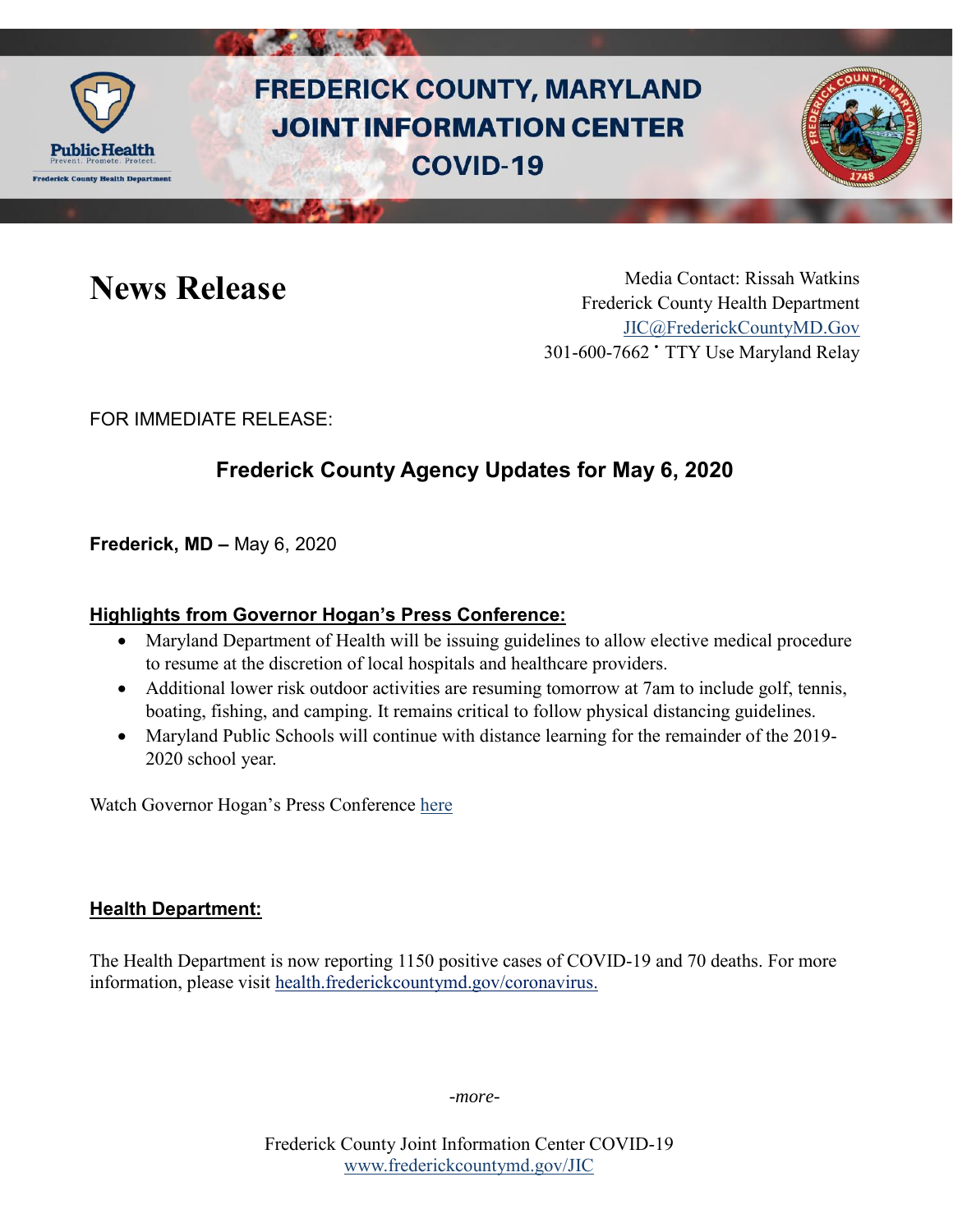# FREDERICK COUNTY, MARYLAND JOINT INFORMATION CENTER COVID-19

Public Health
Prevent. Promote. Protect.
Frederick County Health Department

# News Release

Media Contact: Rissah Watkins
Frederick County Health Department
JIC@FrederickCountyMD.Gov
301-600-7662 • TTY Use Maryland Relay

FOR IMMEDIATE RELEASE:

## Frederick County Agency Updates for May 6, 2020

**Frederick, MD –** May 6, 2020

**Highlights from Governor Hogan's Press Conference:**

- Maryland Department of Health will be issuing guidelines to allow elective medical procedure to resume at the discretion of local hospitals and healthcare providers.
- Additional lower risk outdoor activities are resuming tomorrow at 7am to include golf, tennis, boating, fishing, and camping. It remains critical to follow physical distancing guidelines.
- Maryland Public Schools will continue with distance learning for the remainder of the 2019-2020 school year.

Watch Governor Hogan's Press Conference here

**Health Department:**

The Health Department is now reporting 1150 positive cases of COVID-19 and 70 deaths. For more information, please visit health.frederickcountymd.gov/coronavirus.

*-more-*

Frederick County Joint Information Center COVID-19
www.frederickcountymd.gov/JIC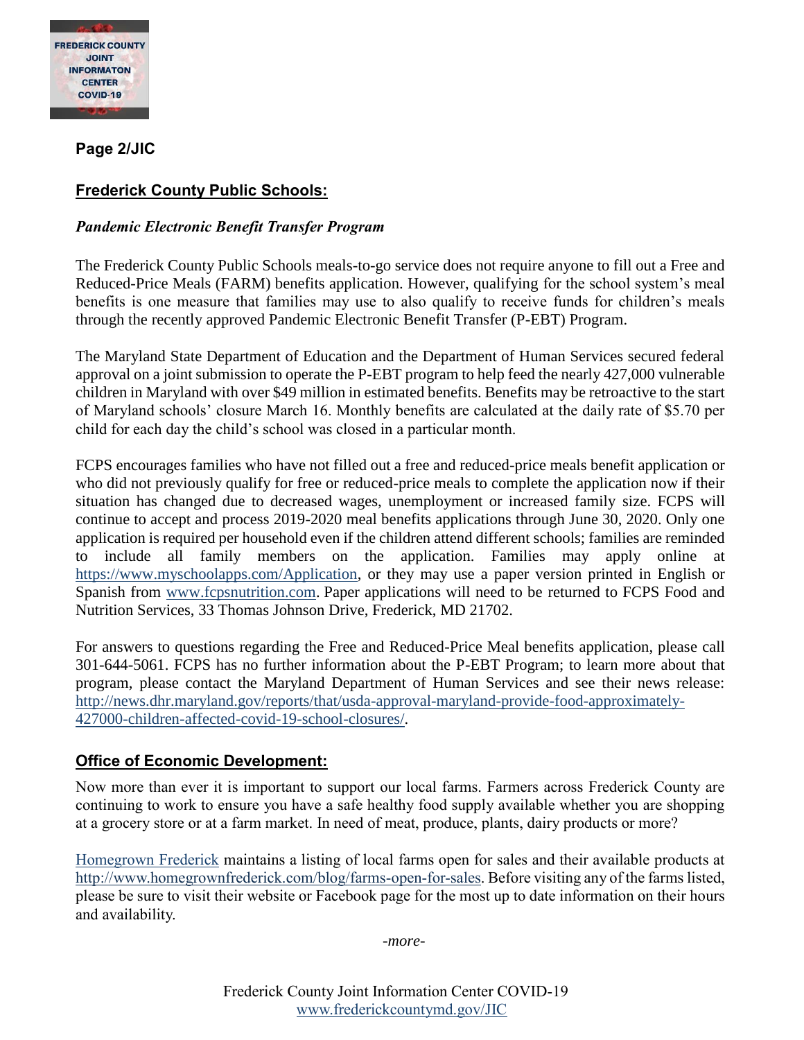**Page 2/JIC**

## Frederick County Public Schools:

***Pandemic Electronic Benefit Transfer Program***

The Frederick County Public Schools meals-to-go service does not require anyone to fill out a Free and Reduced-Price Meals (FARM) benefits application. However, qualifying for the school system's meal benefits is one measure that families may use to also qualify to receive funds for children's meals through the recently approved Pandemic Electronic Benefit Transfer (P-EBT) Program.

The Maryland State Department of Education and the Department of Human Services secured federal approval on a joint submission to operate the P-EBT program to help feed the nearly 427,000 vulnerable children in Maryland with over $49 million in estimated benefits. Benefits may be retroactive to the start of Maryland schools' closure March 16. Monthly benefits are calculated at the daily rate of $5.70 per child for each day the child's school was closed in a particular month.

FCPS encourages families who have not filled out a free and reduced-price meals benefit application or who did not previously qualify for free or reduced-price meals to complete the application now if their situation has changed due to decreased wages, unemployment or increased family size. FCPS will continue to accept and process 2019-2020 meal benefits applications through June 30, 2020. Only one application is required per household even if the children attend different schools; families are reminded to include all family members on the application. Families may apply online at https://www.myschoolapps.com/Application, or they may use a paper version printed in English or Spanish from www.fcpsnutrition.com. Paper applications will need to be returned to FCPS Food and Nutrition Services, 33 Thomas Johnson Drive, Frederick, MD 21702.

For answers to questions regarding the Free and Reduced-Price Meal benefits application, please call 301-644-5061. FCPS has no further information about the P-EBT Program; to learn more about that program, please contact the Maryland Department of Human Services and see their news release: http://news.dhr.maryland.gov/reports/that/usda-approval-maryland-provide-food-approximately-427000-children-affected-covid-19-school-closures/.

## Office of Economic Development:

Now more than ever it is important to support our local farms. Farmers across Frederick County are continuing to work to ensure you have a safe healthy food supply available whether you are shopping at a grocery store or at a farm market. In need of meat, produce, plants, dairy products or more?

Homegrown Frederick maintains a listing of local farms open for sales and their available products at http://www.homegrownfrederick.com/blog/farms-open-for-sales. Before visiting any of the farms listed, please be sure to visit their website or Facebook page for the most up to date information on their hours and availability.

*-more-*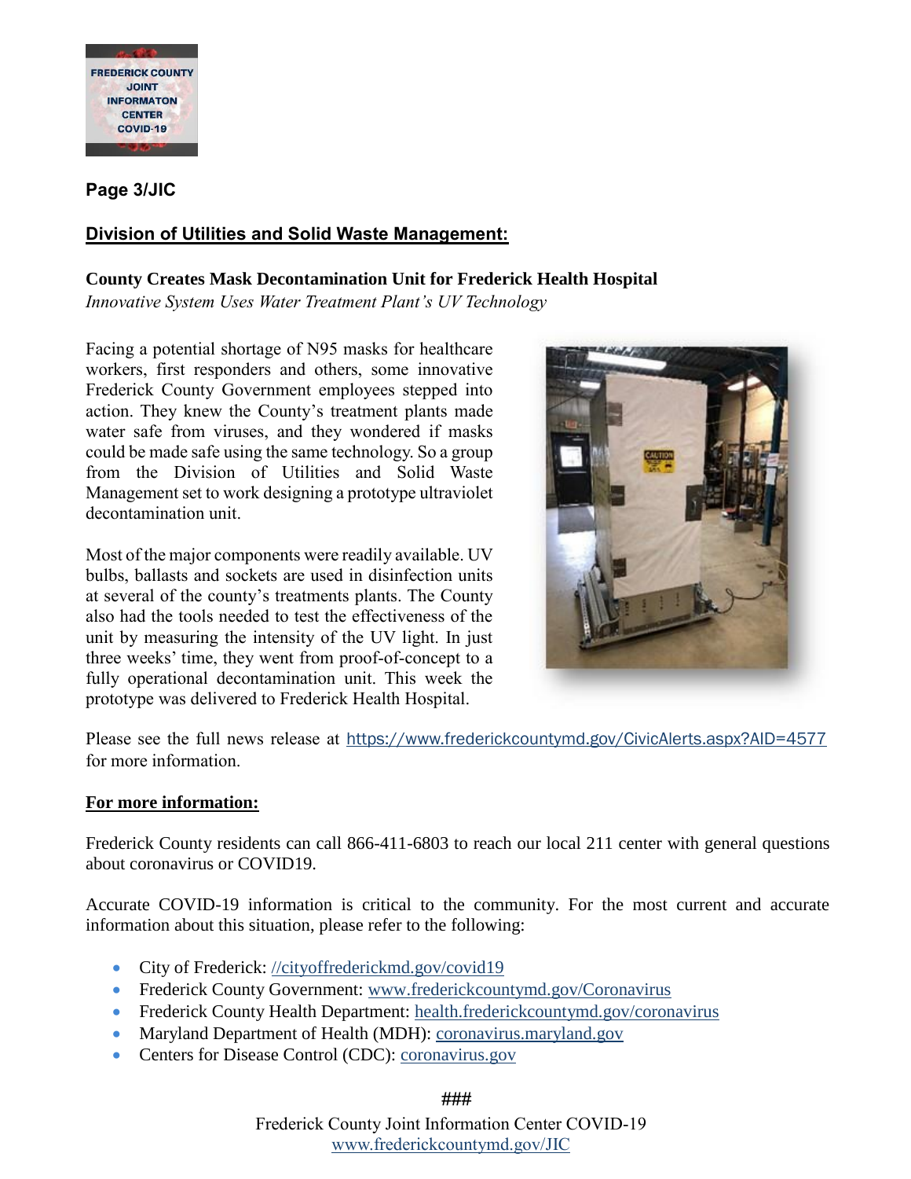**Page 3/JIC**

## Division of Utilities and Solid Waste Management:

**County Creates Mask Decontamination Unit for Frederick Health Hospital**

*Innovative System Uses Water Treatment Plant's UV Technology*

Facing a potential shortage of N95 masks for healthcare workers, first responders and others, some innovative Frederick County Government employees stepped into action. They knew the County's treatment plants made water safe from viruses, and they wondered if masks could be made safe using the same technology. So a group from the Division of Utilities and Solid Waste Management set to work designing a prototype ultraviolet decontamination unit.

Most of the major components were readily available. UV bulbs, ballasts and sockets are used in disinfection units at several of the county's treatments plants. The County also had the tools needed to test the effectiveness of the unit by measuring the intensity of the UV light. In just three weeks' time, they went from proof-of-concept to a fully operational decontamination unit. This week the prototype was delivered to Frederick Health Hospital.

Please see the full news release at https://www.frederickcountymd.gov/CivicAlerts.aspx?AID=4577 for more information.

## For more information:

Frederick County residents can call 866-411-6803 to reach our local 211 center with general questions about coronavirus or COVID19.

Accurate COVID-19 information is critical to the community. For the most current and accurate information about this situation, please refer to the following:

- City of Frederick: //cityoffrederickmd.gov/covid19
- Frederick County Government: www.frederickcountymd.gov/Coronavirus
- Frederick County Health Department: health.frederickcountymd.gov/coronavirus
- Maryland Department of Health (MDH): coronavirus.maryland.gov
- Centers for Disease Control (CDC): coronavirus.gov

###

Frederick County Joint Information Center COVID-19
www.frederickcountymd.gov/JIC